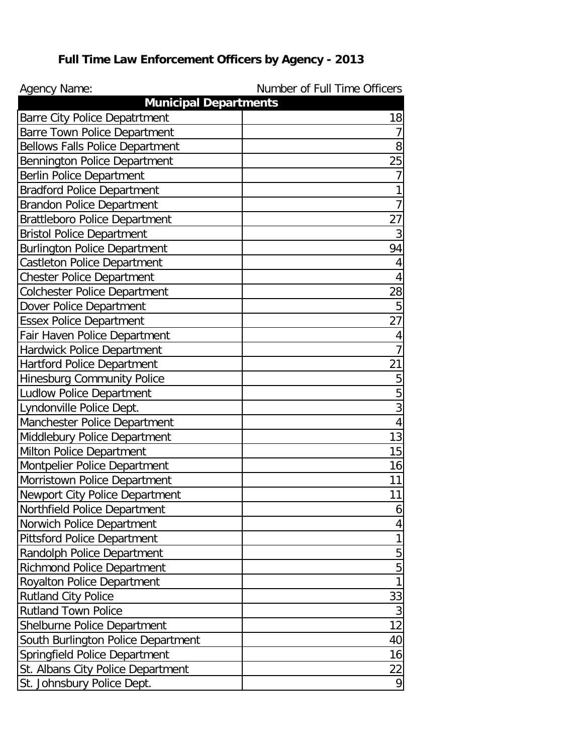# Full Time Law Enforcement Officers by Agency - 2013

| Agency Name: | Number of Full Time Officers |
|---|---|
| **Municipal Departments** | |
| Barre City Police Depatrtment | 18 |
| Barre Town Police Department | 7 |
| Bellows Falls Police Department | 8 |
| Bennington Police Department | 25 |
| Berlin Police Department | 7 |
| Bradford Police Department | 1 |
| Brandon Police Department | 7 |
| Brattleboro Police Department | 27 |
| Bristol Police Department | 3 |
| Burlington Police Department | 94 |
| Castleton Police Department | 4 |
| Chester Police Department | 4 |
| Colchester Police Department | 28 |
| Dover Police Department | 5 |
| Essex Police Department | 27 |
| Fair Haven Police Department | 4 |
| Hardwick Police Department | 7 |
| Hartford Police Department | 21 |
| Hinesburg Community Police | 5 |
| Ludlow Police Department | 5 |
| Lyndonville Police Dept. | 3 |
| Manchester Police Department | 4 |
| Middlebury Police Department | 13 |
| Milton Police Department | 15 |
| Montpelier Police Department | 16 |
| Morristown Police Department | 11 |
| Newport City Police Department | 11 |
| Northfield Police Department | 6 |
| Norwich Police Department | 4 |
| Pittsford Police Department | 1 |
| Randolph Police Department | 5 |
| Richmond Police Department | 5 |
| Royalton Police Department | 1 |
| Rutland City Police | 33 |
| Rutland Town Police | 3 |
| Shelburne Police Department | 12 |
| South Burlington Police Department | 40 |
| Springfield Police Department | 16 |
| St. Albans City Police Department | 22 |
| St. Johnsbury Police Dept. | 9 |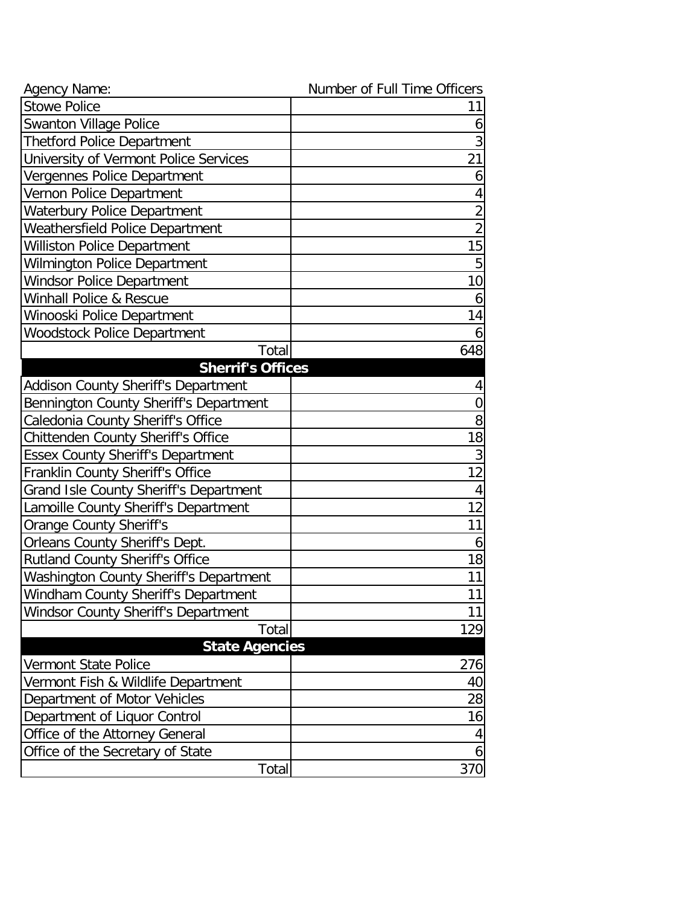| Agency Name: | Number of Full Time Officers |
| --- | --- |
| Stowe Police | 11 |
| Swanton Village Police | 6 |
| Thetford Police Department | 3 |
| University of Vermont Police Services | 21 |
| Vergennes Police Department | 6 |
| Vernon Police Department | 4 |
| Waterbury Police Department | 2 |
| Weathersfield Police Department | 2 |
| Williston Police Department | 15 |
| Wilmington Police Department | 5 |
| Windsor Police Department | 10 |
| Winhall Police & Rescue | 6 |
| Winooski Police Department | 14 |
| Woodstock Police Department | 6 |
| Total | 648 |
| **Sherrif's Offices** | |
| Addison County Sheriff's Department | 4 |
| Bennington County Sheriff's Department | 0 |
| Caledonia County Sheriff's Office | 8 |
| Chittenden County Sheriff's Office | 18 |
| Essex County Sheriff's Department | 3 |
| Franklin County Sheriff's Office | 12 |
| Grand Isle County Sheriff's Department | 4 |
| Lamoille County Sheriff's Department | 12 |
| Orange County Sheriff's | 11 |
| Orleans County Sheriff's Dept. | 6 |
| Rutland County Sheriff's Office | 18 |
| Washington County Sheriff's Department | 11 |
| Windham County Sheriff's Department | 11 |
| Windsor County Sheriff's Department | 11 |
| Total | 129 |
| **State Agencies** | |
| Vermont State Police | 276 |
| Vermont Fish & Wildlife Department | 40 |
| Department of Motor Vehicles | 28 |
| Department of Liquor Control | 16 |
| Office of the Attorney General | 4 |
| Office of the Secretary of State | 6 |
| Total | 370 |